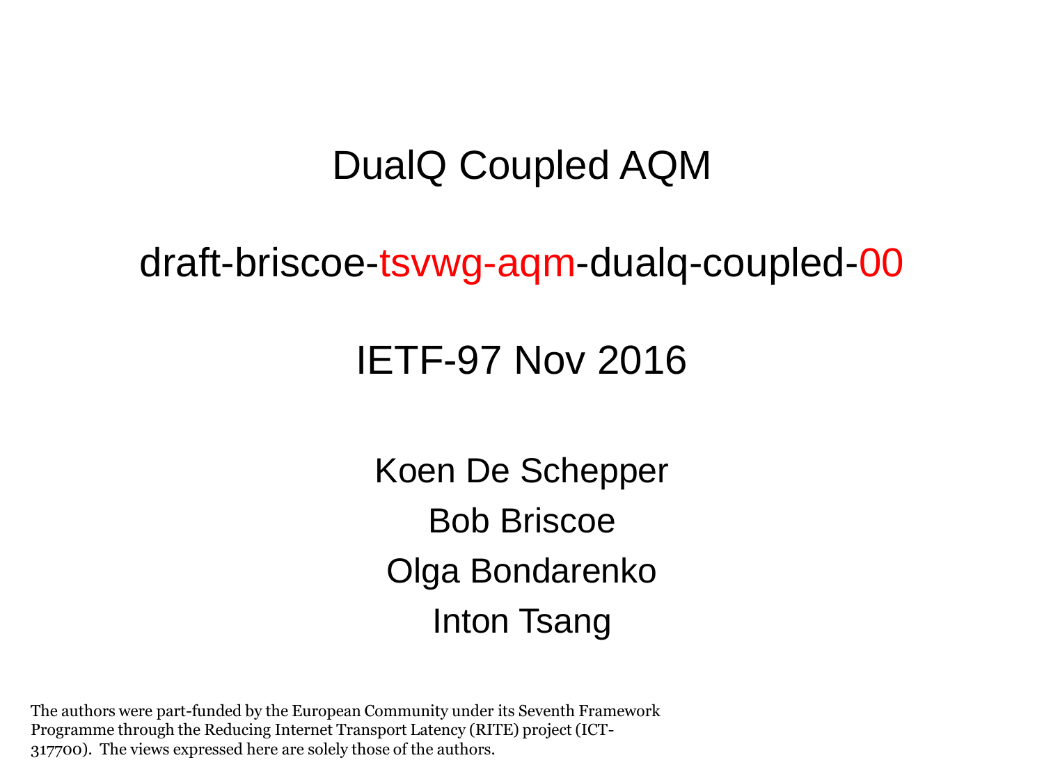# DualQ Coupled AQM

## draft-briscoe-tsvwg-aqm-dualq-coupled-00

## IETF-97 Nov 2016

Koen De Schepper

Bob Briscoe

Olga Bondarenko

Inton Tsang

The authors were part-funded by the European Community under its Seventh Framework Programme through the Reducing Internet Transport Latency (RITE) project (ICT-317700). The views expressed here are solely those of the authors.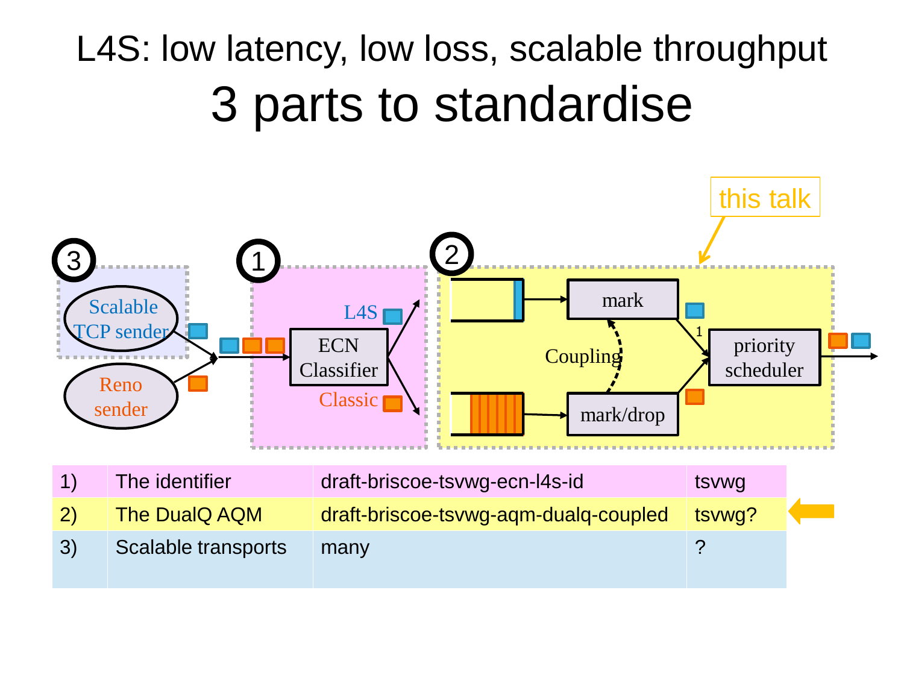# L4S: low latency, low loss, scalable throughput

## 3 parts to standardise

this talk

3 — Scalable TCP sender; Reno sender

1 — ECN Classifier; L4S; Classic

2 — mark; Coupling; mark/drop; 1; priority scheduler

| | | | |
|---|---|---|---|
| 1) | The identifier | draft-briscoe-tsvwg-ecn-l4s-id | tsvwg |
| 2) | The DualQ AQM | draft-briscoe-tsvwg-aqm-dualq-coupled | tsvwg? |
| 3) | Scalable transports | many | ? |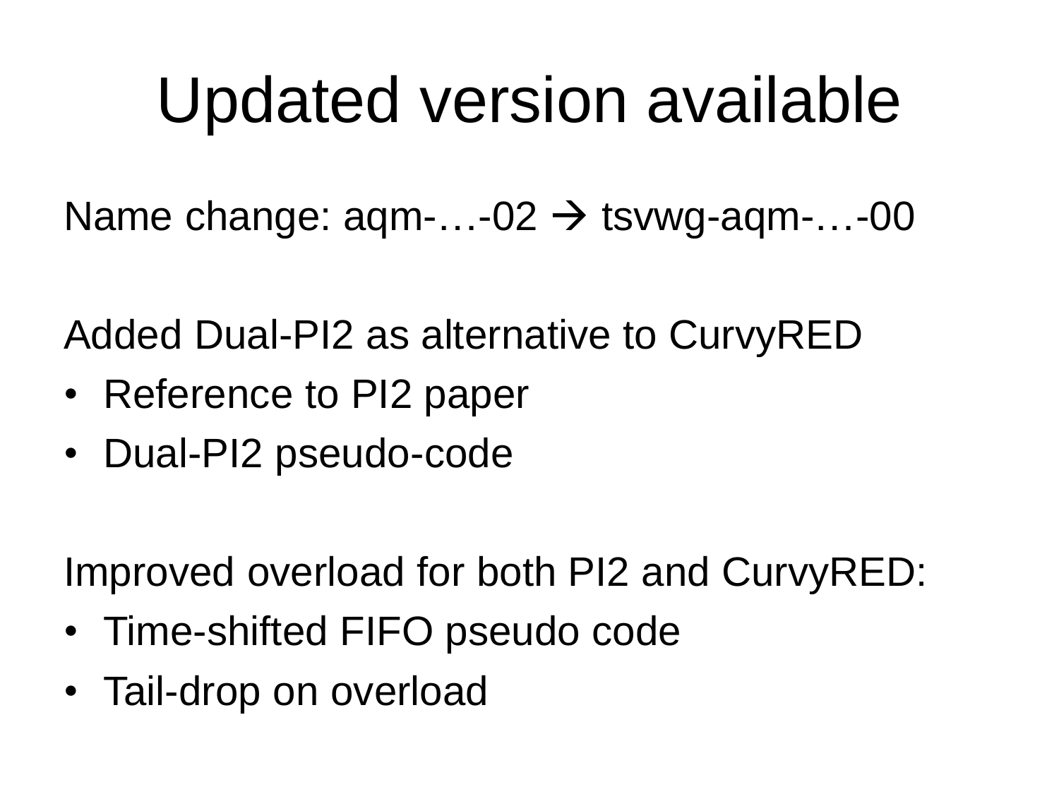# Updated version available

Name change: aqm-…-02 → tsvwg-aqm-…-00

Added Dual-PI2 as alternative to CurvyRED

- Reference to PI2 paper
- Dual-PI2 pseudo-code

Improved overload for both PI2 and CurvyRED:

- Time-shifted FIFO pseudo code
- Tail-drop on overload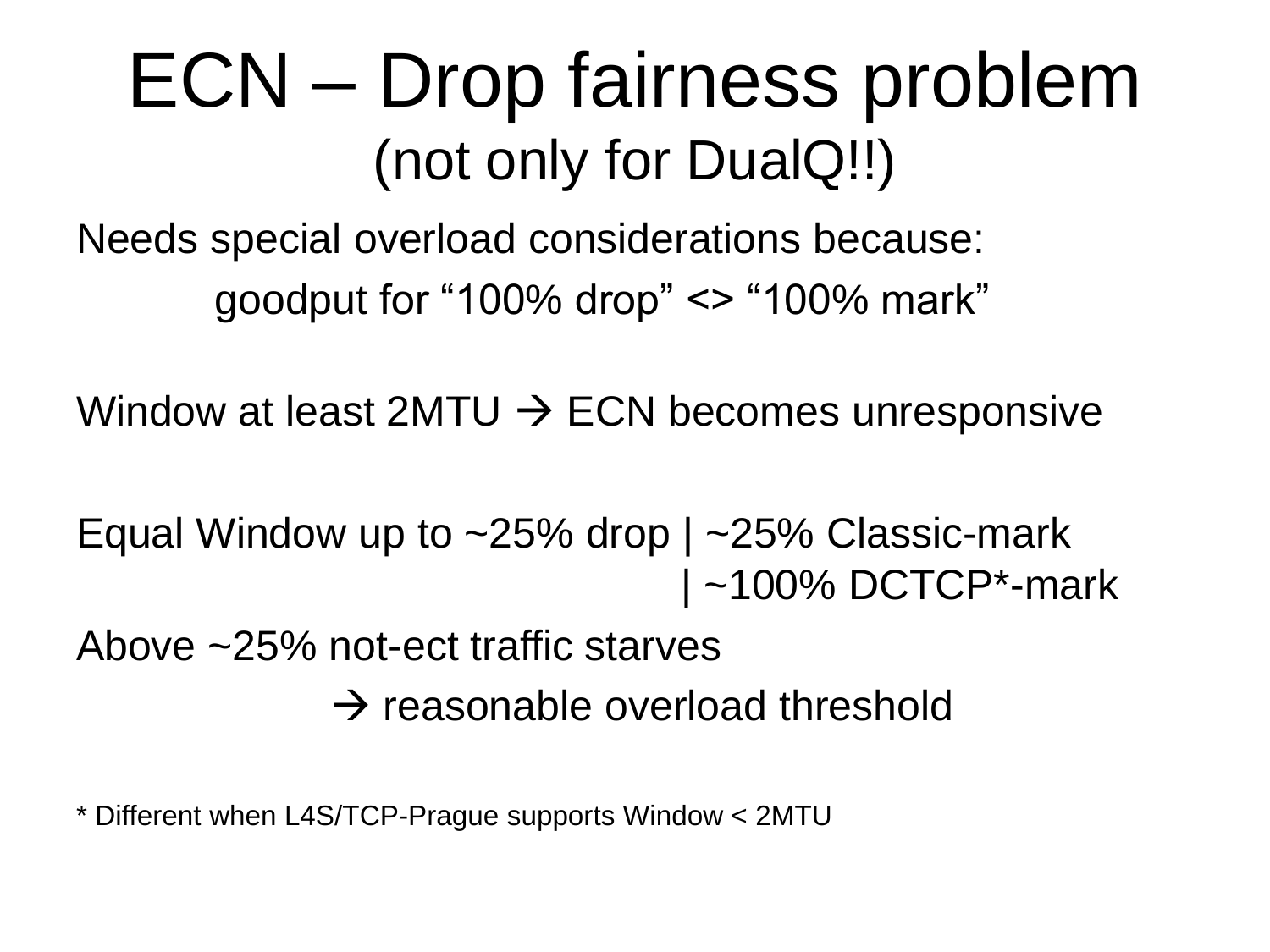# ECN – Drop fairness problem (not only for DualQ!!)

Needs special overload considerations because:

goodput for “100% drop” <> “100% mark”

Window at least 2MTU → ECN becomes unresponsive

Equal Window up to ~25% drop | ~25% Classic-mark
| ~100% DCTCP*-mark

Above ~25% not-ect traffic starves

→ reasonable overload threshold

* Different when L4S/TCP-Prague supports Window < 2MTU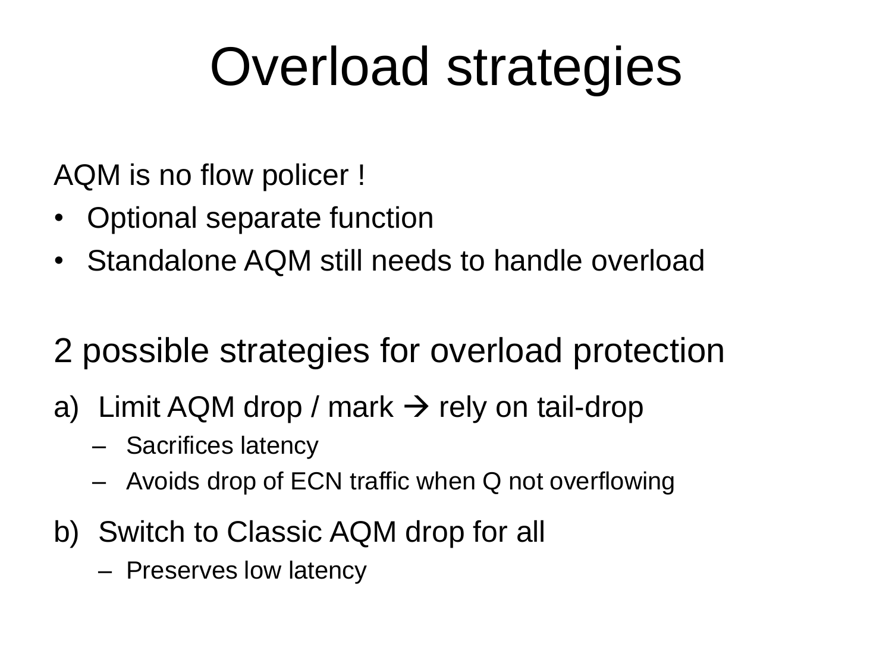# Overload strategies

AQM is no flow policer !

- Optional separate function
- Standalone AQM still needs to handle overload

## 2 possible strategies for overload protection

a) Limit AQM drop / mark → rely on tail-drop
   - Sacrifices latency
   - Avoids drop of ECN traffic when Q not overflowing

b) Switch to Classic AQM drop for all
   - Preserves low latency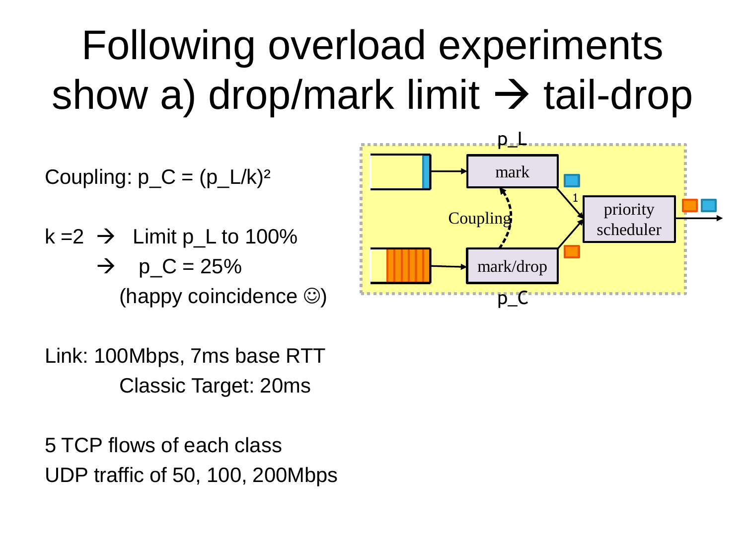# Following overload experiments show a) drop/mark limit → tail-drop

Coupling: $p\_C = (p\_L/k)^2$

k = 2 → Limit $p\_L$ to 100%

→ $p\_C$ = 25%

(happy coincidence ☺)

Link: 100Mbps, 7ms base RTT

Classic Target: 20ms

5 TCP flows of each class

UDP traffic of 50, 100, 200Mbps

p_L

mark

Coupling

mark/drop

p_C

1

priority scheduler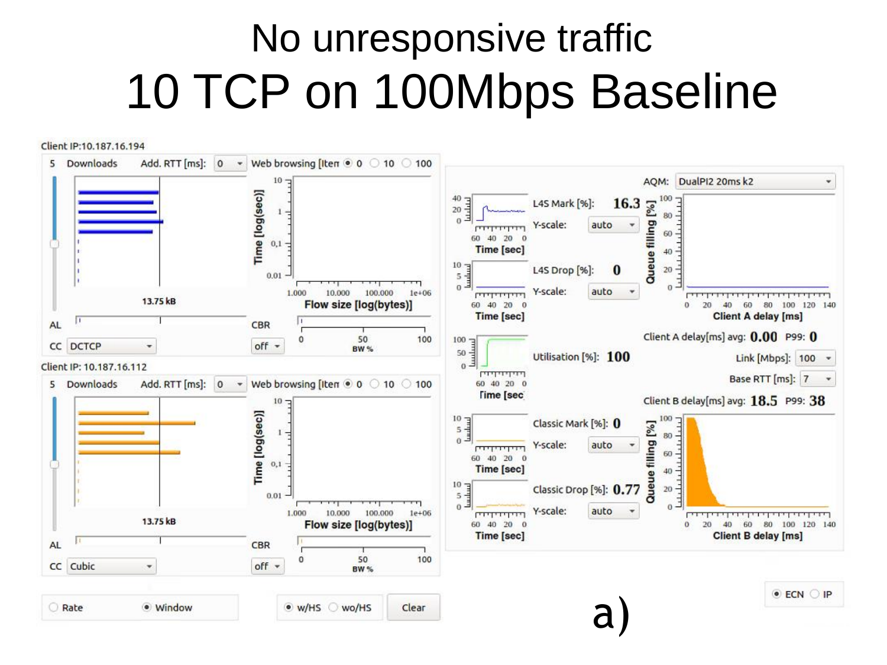# No unresponsive traffic

# 10 TCP on 100Mbps Baseline

Client IP:10.187.16.194

5 Downloads Add. RTT [ms]: 0 Web browsing [Item 0 10 100

13.75 kB

AL CBR

CC DCTCP off

Client IP: 10.187.16.112

5 Downloads Add. RTT [ms]: 0 Web browsing [Item 0 10 100

13.75 kB

AL CBR

CC Cubic off

Rate Window w/HS wo/HS Clear

AQM: DualPI2 20ms k2

L4S Mark [%]: 16.3

L4S Drop [%]: 0

Utilisation [%]: 100

Client A delay[ms] avg: 0.00 P99: 0

Link [Mbps]: 100

Base RTT [ms]: 7

Client B delay[ms] avg: 18.5 P99: 38

Classic Mark [%]: 0

Classic Drop [%]: 0.77

ECN IP

a)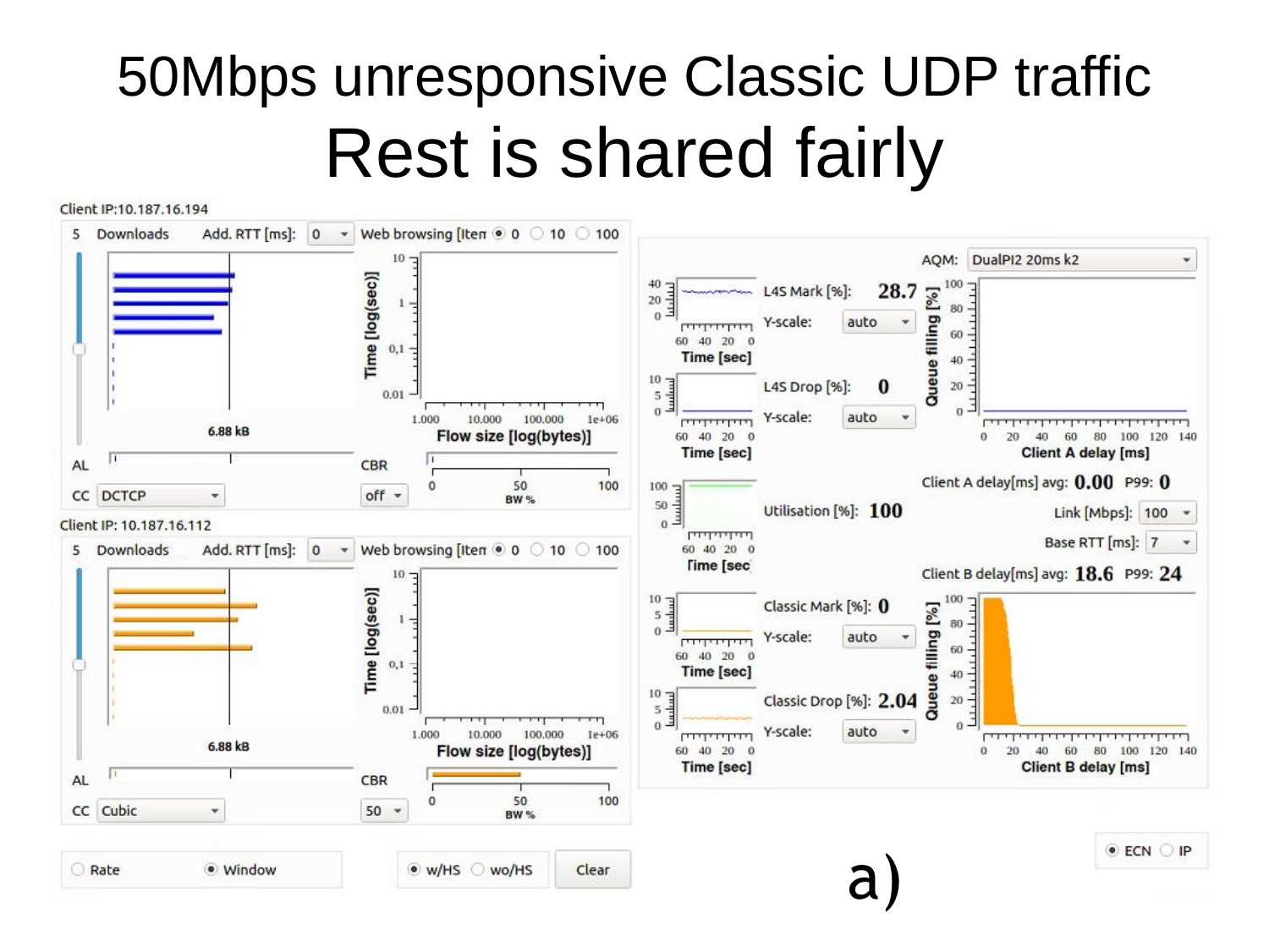# 50Mbps unresponsive Classic UDP traffic

## Rest is shared fairly

Client IP:10.187.16.194

5 Downloads Add. RTT [ms]: 0 Web browsing [Item ● 0 ○ 10 ○ 100

6.88 kB

AL CBR

CC DCTCP off

Client IP: 10.187.16.112

5 Downloads Add. RTT [ms]: 0 Web browsing [Item ● 0 ○ 10 ○ 100

6.88 kB

AL CBR

CC Cubic 50

AQM: DualPI2 20ms k2

L4S Mark [%]: **28.7**

L4S Drop [%]: **0**

Utilisation [%]: **100**

Client A delay[ms] avg: **0.00** P99: **0**

Link [Mbps]: 100

Base RTT [ms]: 7

Client B delay[ms] avg: **18.6** P99: **24**

Classic Mark [%]: **0**

Classic Drop [%]: **2.04**

○ Rate ● Window ● w/HS ○ wo/HS Clear

● ECN ○ IP

a)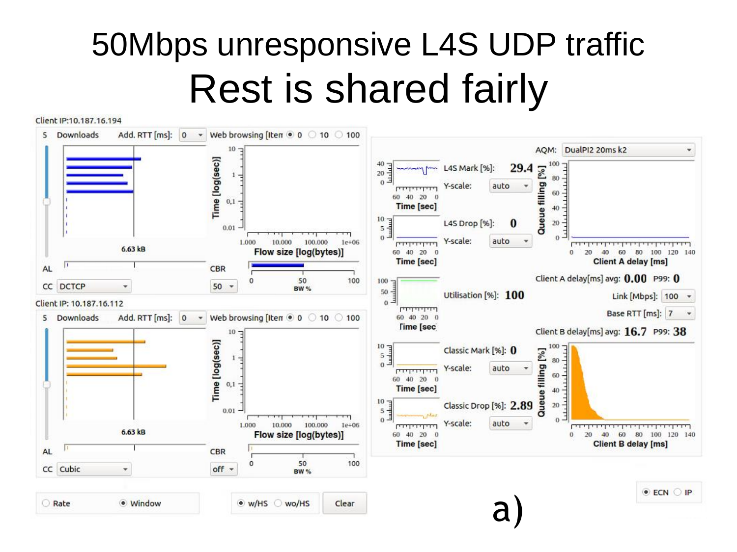# 50Mbps unresponsive L4S UDP traffic
## Rest is shared fairly

Client IP:10.187.16.194

5 Downloads Add. RTT [ms]: 0 Web browsing [Item ◉ 0 ○ 10 ○ 100

6.63 kB

Time [log(sec)]

Flow size [log(bytes)]

AL

CBR

CC DCTCP 50

BW %

Client IP: 10.187.16.112

5 Downloads Add. RTT [ms]: 0 Web browsing [Item ◉ 0 ○ 10 ○ 100

6.63 kB

Time [log(sec)]

Flow size [log(bytes)]

AL

CBR

CC Cubic off

BW %

○ Rate ◉ Window

◉ w/HS ○ wo/HS Clear

AQM: DualPI2 20ms k2

L4S Mark [%]: 29.4

L4S Drop [%]: 0

Utilisation [%]: 100

Classic Mark [%]: 0

Classic Drop [%]: 2.89

Client A delay[ms] avg: 0.00 P99: 0

Link [Mbps]: 100

Base RTT [ms]: 7

Client B delay[ms] avg: 16.7 P99: 38

Queue filling [%]

Client A delay [ms]

Client B delay [ms]

◉ ECN ○ IP

a)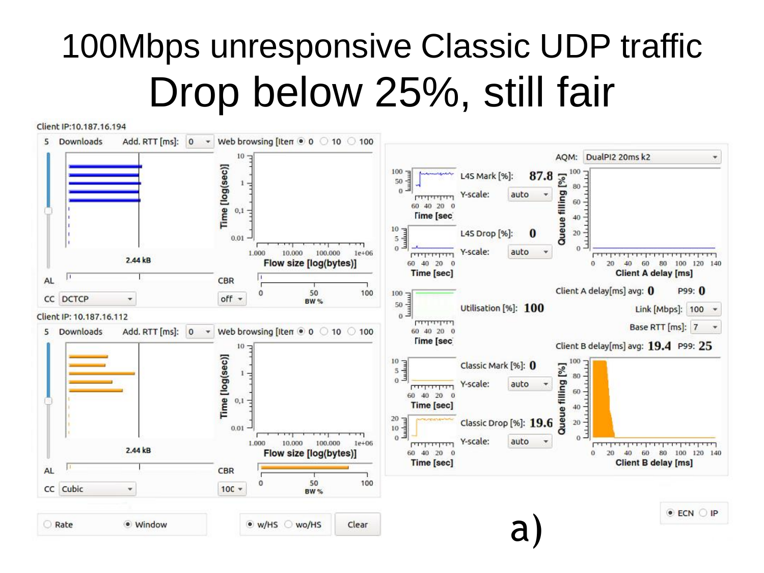# 100Mbps unresponsive Classic UDP traffic

## Drop below 25%, still fair

Client IP:10.187.16.194

5 Downloads Add. RTT [ms]: 0 Web browsing [Iten ◉ 0 ○ 10 ○ 100

2.44 kB

AL

CC DCTCP

CBR off

Client IP: 10.187.16.112

5 Downloads Add. RTT [ms]: 0 Web browsing [Iten ◉ 0 ○ 10 ○ 100

2.44 kB

AL

CC Cubic

CBR 100

AQM: DualPI2 20ms k2

L4S Mark [%]: 87.8

L4S Drop [%]: 0

Utilisation [%]: 100

Classic Mark [%]: 0

Classic Drop [%]: 19.6

Client A delay[ms] avg: 0 P99: 0

Link [Mbps]: 100

Base RTT [ms]: 7

Client B delay[ms] avg: 19.4 P99: 25

○ Rate ◉ Window

◉ w/HS ○ wo/HS Clear

◉ ECN ○ IP

a)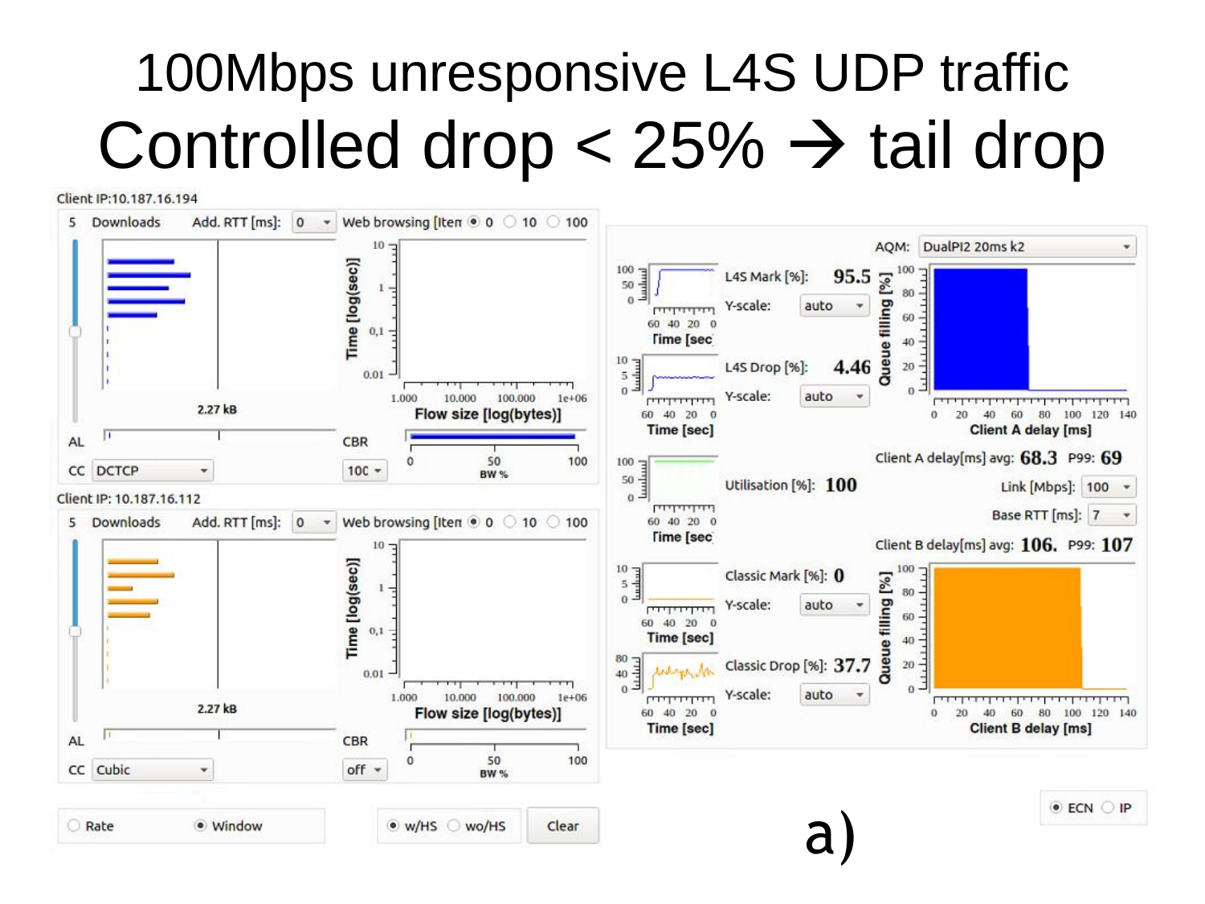# 100Mbps unresponsive L4S UDP traffic

# Controlled drop < 25% → tail drop

Client IP:10.187.16.194

5 Downloads Add. RTT [ms]: 0 Web browsing [Item ◉ 0 ○ 10 ○ 100

2.27 kB

AL CBR

CC DCTCP 100

Client IP: 10.187.16.112

5 Downloads Add. RTT [ms]: 0 Web browsing [Item ◉ 0 ○ 10 ○ 100

2.27 kB

AL CBR

CC Cubic off

AQM: DualPI2 20ms k2

L4S Mark [%]: 95.5

L4S Drop [%]: 4.46

Utilisation [%]: 100

Client A delay[ms] avg: 68.3 P99: 69

Link [Mbps]: 100

Base RTT [ms]: 7

Client B delay[ms] avg: 106. P99: 107

Classic Mark [%]: 0

Classic Drop [%]: 37.7

○ Rate ◉ Window ◉ w/HS ○ wo/HS Clear

◉ ECN ○ IP

a)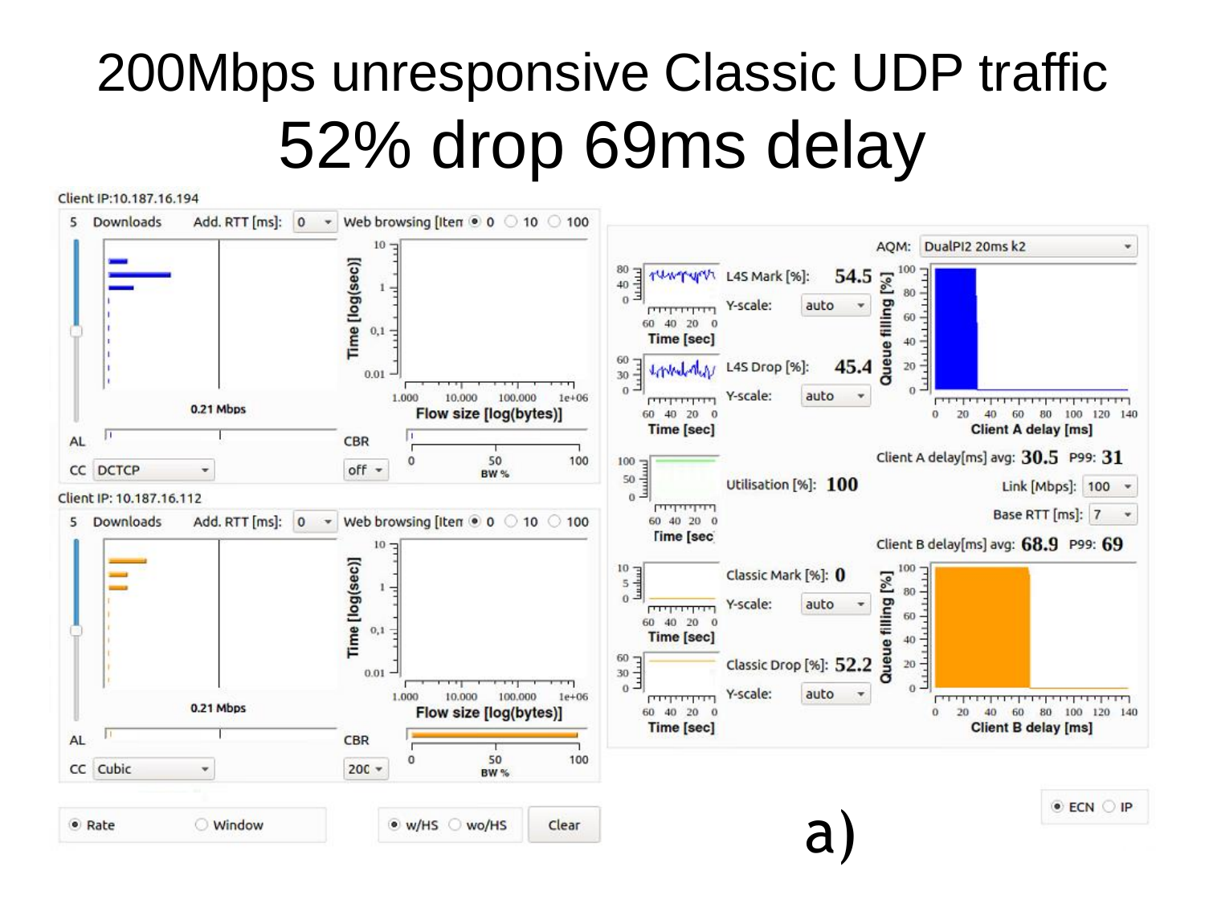# 200Mbps unresponsive Classic UDP traffic

## 52% drop 69ms delay

Client IP:10.187.16.194

5 Downloads Add. RTT [ms]: 0 Web browsing [Item 0 10 100

0.21 Mbps

AL CBR

CC DCTCP off

Client IP: 10.187.16.112

5 Downloads Add. RTT [ms]: 0 Web browsing [Item 0 10 100

0.21 Mbps

AL CBR

CC Cubic 200

Rate Window w/HS wo/HS Clear

AQM: DualPI2 20ms k2

L4S Mark [%]: 54.5

L4S Drop [%]: 45.4

Client A delay[ms] avg: 30.5 P99: 31

Utilisation [%]: 100

Link [Mbps]: 100

Base RTT [ms]: 7

Client B delay[ms] avg: 68.9 P99: 69

Classic Mark [%]: 0

Classic Drop [%]: 52.2

ECN IP

a)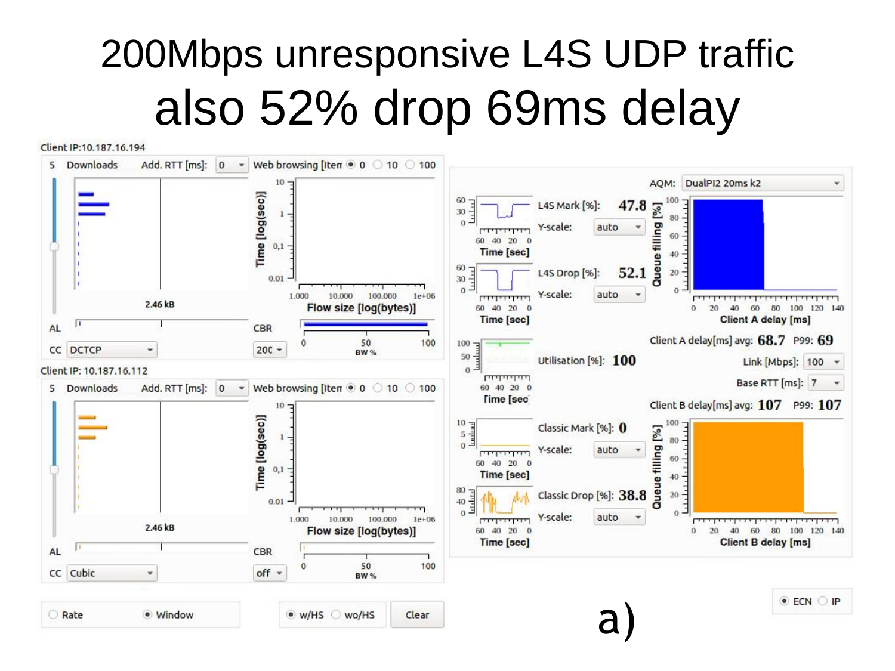# 200Mbps unresponsive L4S UDP traffic

## also 52% drop 69ms delay

Client IP:10.187.16.194

5 Downloads Add. RTT [ms]: 0 Web browsing [Item 0 10 100

2.46 kB

AL CBR

CC DCTCP 200

Client IP: 10.187.16.112

5 Downloads Add. RTT [ms]: 0 Web browsing [Item 0 10 100

2.46 kB

AL CBR

CC Cubic off

Rate Window w/HS wo/HS Clear

AQM: DualPI2 20ms k2

L4S Mark [%]: 47.8

L4S Drop [%]: 52.1

Utilisation [%]: 100

Client A delay[ms] avg: 68.7 P99: 69

Link [Mbps]: 100

Base RTT [ms]: 7

Client B delay[ms] avg: 107 P99: 107

Classic Mark [%]: 0

Classic Drop [%]: 38.8

ECN IP

a)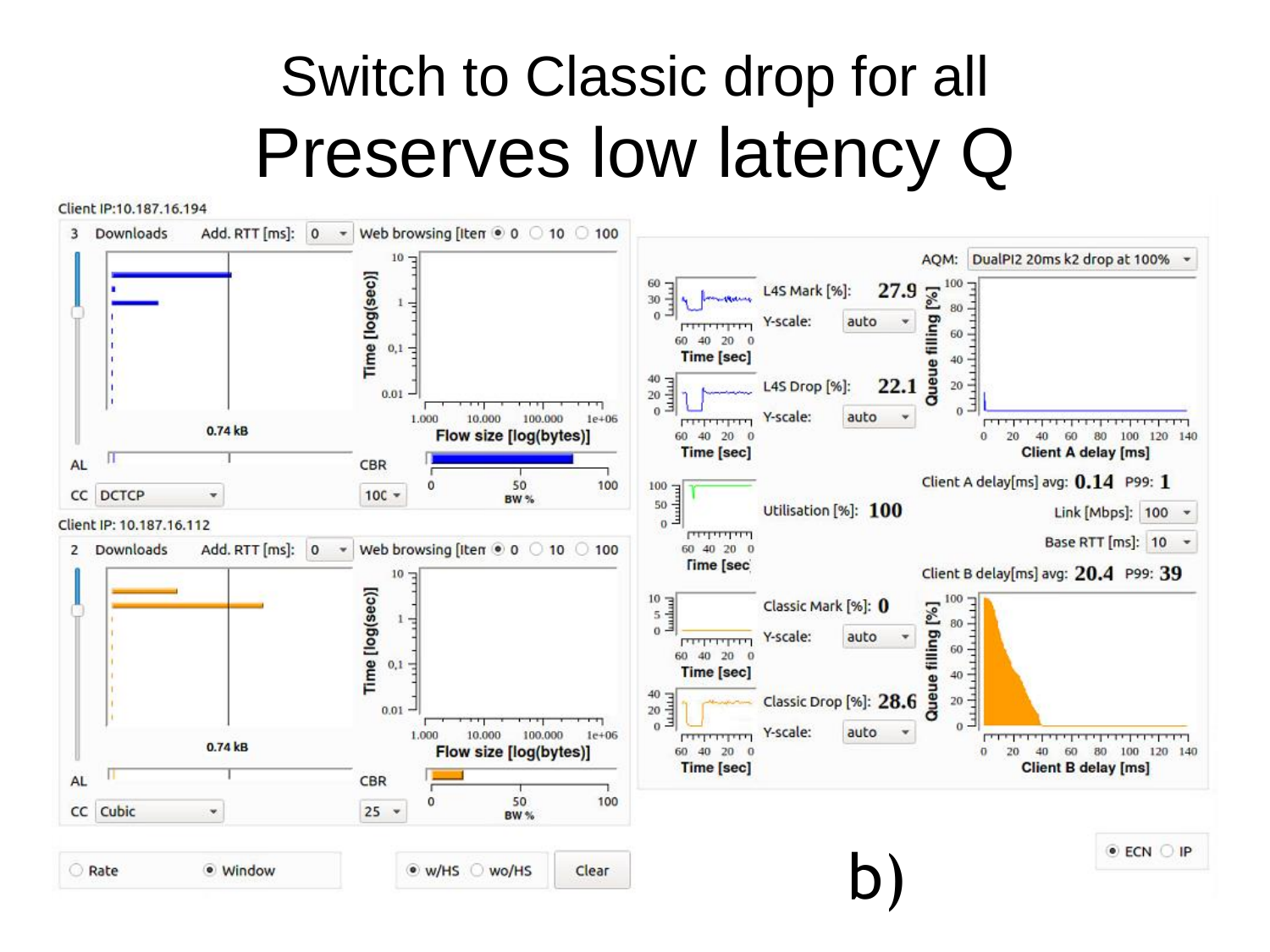# Switch to Classic drop for all

## Preserves low latency Q

Client IP:10.187.16.194

3 Downloads Add. RTT [ms]: 0 Web browsing [Item 0 10 100

0.74 kB

AL CBR

CC DCTCP 100

Client IP: 10.187.16.112

2 Downloads Add. RTT [ms]: 0 Web browsing [Item 0 10 100

0.74 kB

AL CBR

CC Cubic 25

Rate Window w/HS wo/HS Clear

AQM: DualPI2 20ms k2 drop at 100%

L4S Mark [%]: 27.9

L4S Drop [%]: 22.1

Utilisation [%]: 100

Classic Mark [%]: 0

Classic Drop [%]: 28.6

Client A delay[ms] avg: 0.14 P99: 1

Link [Mbps]: 100

Base RTT [ms]: 10

Client B delay[ms] avg: 20.4 P99: 39

ECN IP

b)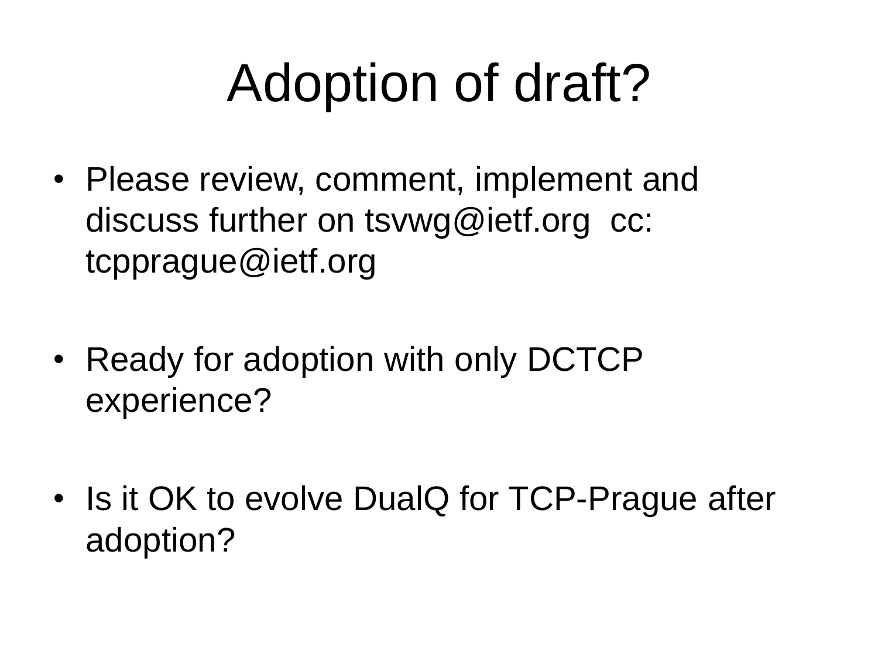# Adoption of draft?

- Please review, comment, implement and discuss further on tsvwg@ietf.org cc: tcpprague@ietf.org
- Ready for adoption with only DCTCP experience?
- Is it OK to evolve DualQ for TCP-Prague after adoption?